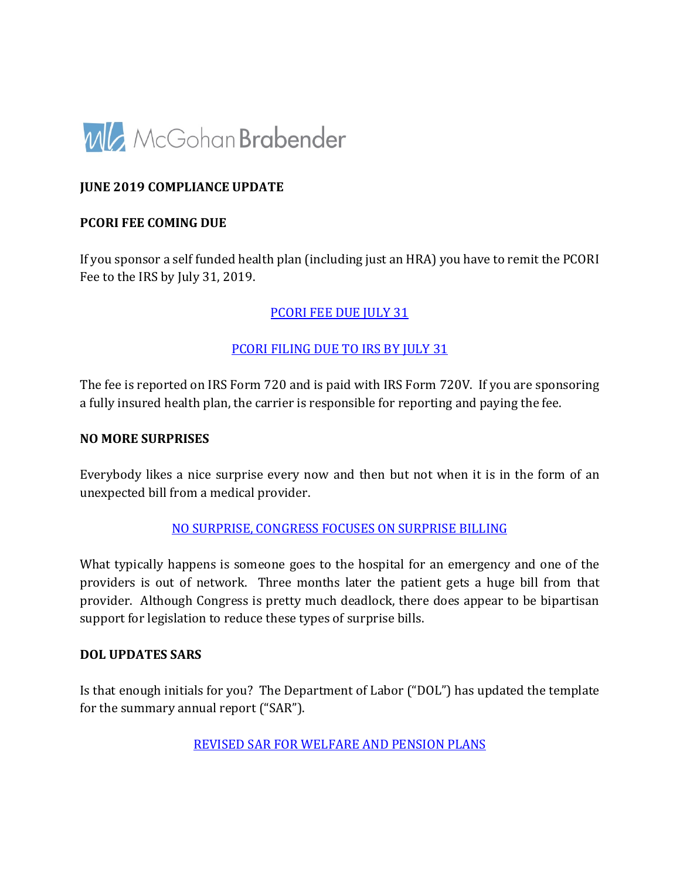McGohan Brabender

**JUNE 2019 COMPLIANCE UPDATE**

**PCORI FEE COMING DUE**

If you sponsor a self funded health plan (including just an HRA) you have to remit the PCORI Fee to the IRS by July 31, 2019.

PCORI FEE DUE JULY 31

PCORI FILING DUE TO IRS BY JULY 31

The fee is reported on IRS Form 720 and is paid with IRS Form 720V. If you are sponsoring a fully insured health plan, the carrier is responsible for reporting and paying the fee.

**NO MORE SURPRISES**

Everybody likes a nice surprise every now and then but not when it is in the form of an unexpected bill from a medical provider.

NO SURPRISE, CONGRESS FOCUSES ON SURPRISE BILLING

What typically happens is someone goes to the hospital for an emergency and one of the providers is out of network. Three months later the patient gets a huge bill from that provider. Although Congress is pretty much deadlock, there does appear to be bipartisan support for legislation to reduce these types of surprise bills.

**DOL UPDATES SARS**

Is that enough initials for you? The Department of Labor ("DOL") has updated the template for the summary annual report ("SAR").

REVISED SAR FOR WELFARE AND PENSION PLANS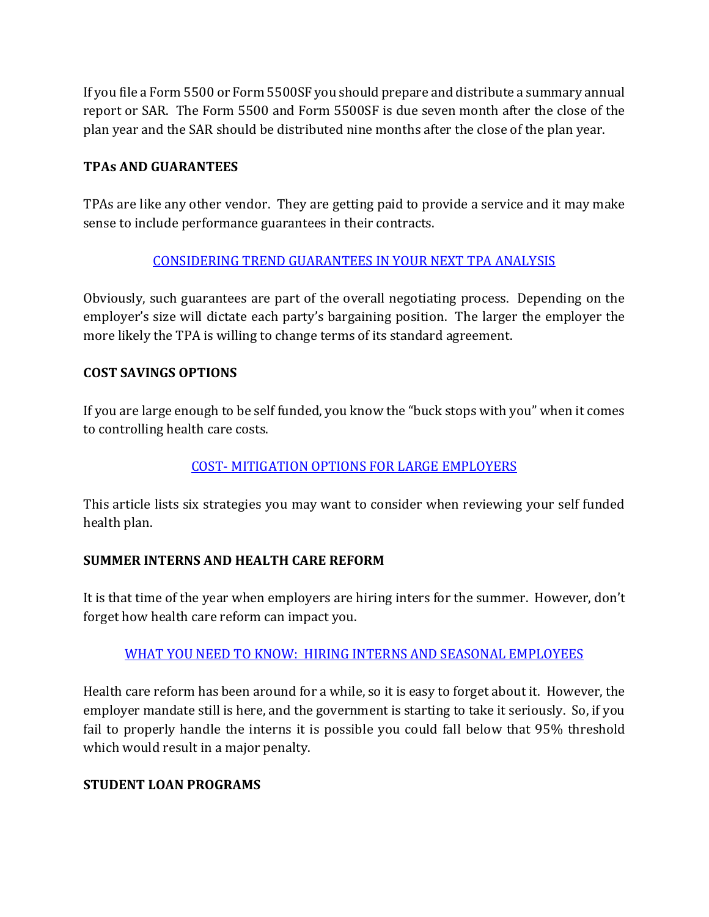If you file a Form 5500 or Form 5500SF you should prepare and distribute a summary annual report or SAR. The Form 5500 and Form 5500SF is due seven month after the close of the plan year and the SAR should be distributed nine months after the close of the plan year.

**TPAs AND GUARANTEES**

TPAs are like any other vendor. They are getting paid to provide a service and it may make sense to include performance guarantees in their contracts.

[CONSIDERING TREND GUARANTEES IN YOUR NEXT TPA ANALYSIS]

Obviously, such guarantees are part of the overall negotiating process. Depending on the employer's size will dictate each party's bargaining position. The larger the employer the more likely the TPA is willing to change terms of its standard agreement.

**COST SAVINGS OPTIONS**

If you are large enough to be self funded, you know the "buck stops with you" when it comes to controlling health care costs.

[COST- MITIGATION OPTIONS FOR LARGE EMPLOYERS]

This article lists six strategies you may want to consider when reviewing your self funded health plan.

**SUMMER INTERNS AND HEALTH CARE REFORM**

It is that time of the year when employers are hiring inters for the summer. However, don't forget how health care reform can impact you.

[WHAT YOU NEED TO KNOW: HIRING INTERNS AND SEASONAL EMPLOYEES]

Health care reform has been around for a while, so it is easy to forget about it. However, the employer mandate still is here, and the government is starting to take it seriously. So, if you fail to properly handle the interns it is possible you could fall below that 95% threshold which would result in a major penalty.

**STUDENT LOAN PROGRAMS**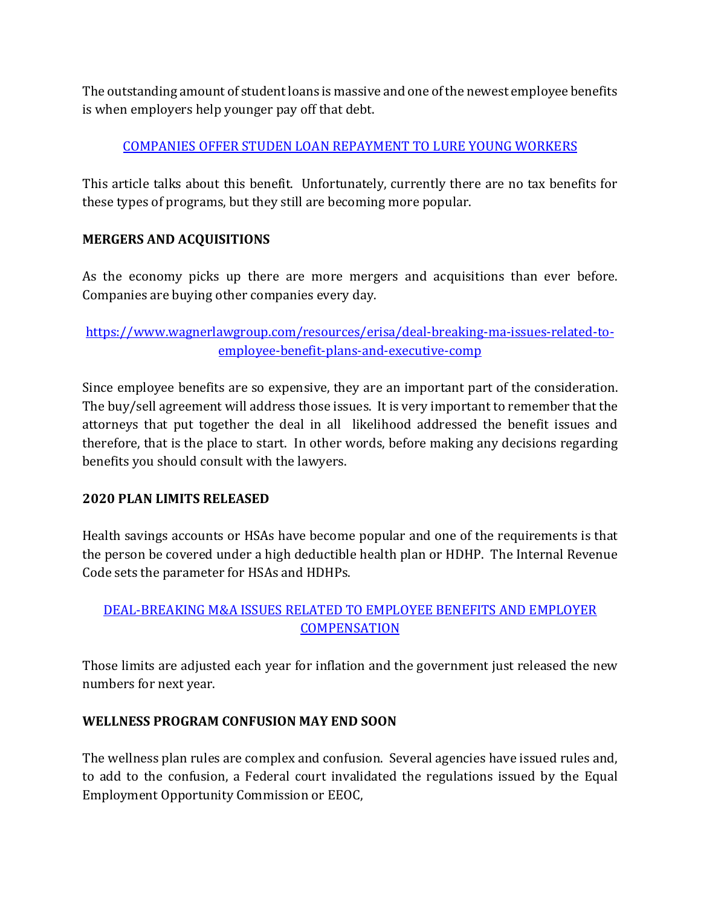The outstanding amount of student loans is massive and one of the newest employee benefits is when employers help younger pay off that debt.

[COMPANIES OFFER STUDEN LOAN REPAYMENT TO LURE YOUNG WORKERS]

This article talks about this benefit. Unfortunately, currently there are no tax benefits for these types of programs, but they still are becoming more popular.

**MERGERS AND ACQUISITIONS**

As the economy picks up there are more mergers and acquisitions than ever before. Companies are buying other companies every day.

[https://www.wagnerlawgroup.com/resources/erisa/deal-breaking-ma-issues-related-to-employee-benefit-plans-and-executive-comp]

Since employee benefits are so expensive, they are an important part of the consideration. The buy/sell agreement will address those issues. It is very important to remember that the attorneys that put together the deal in all likelihood addressed the benefit issues and therefore, that is the place to start. In other words, before making any decisions regarding benefits you should consult with the lawyers.

**2020 PLAN LIMITS RELEASED**

Health savings accounts or HSAs have become popular and one of the requirements is that the person be covered under a high deductible health plan or HDHP. The Internal Revenue Code sets the parameter for HSAs and HDHPs.

[DEAL-BREAKING M&A ISSUES RELATED TO EMPLOYEE BENEFITS AND EMPLOYER COMPENSATION]

Those limits are adjusted each year for inflation and the government just released the new numbers for next year.

**WELLNESS PROGRAM CONFUSION MAY END SOON**

The wellness plan rules are complex and confusion. Several agencies have issued rules and, to add to the confusion, a Federal court invalidated the regulations issued by the Equal Employment Opportunity Commission or EEOC,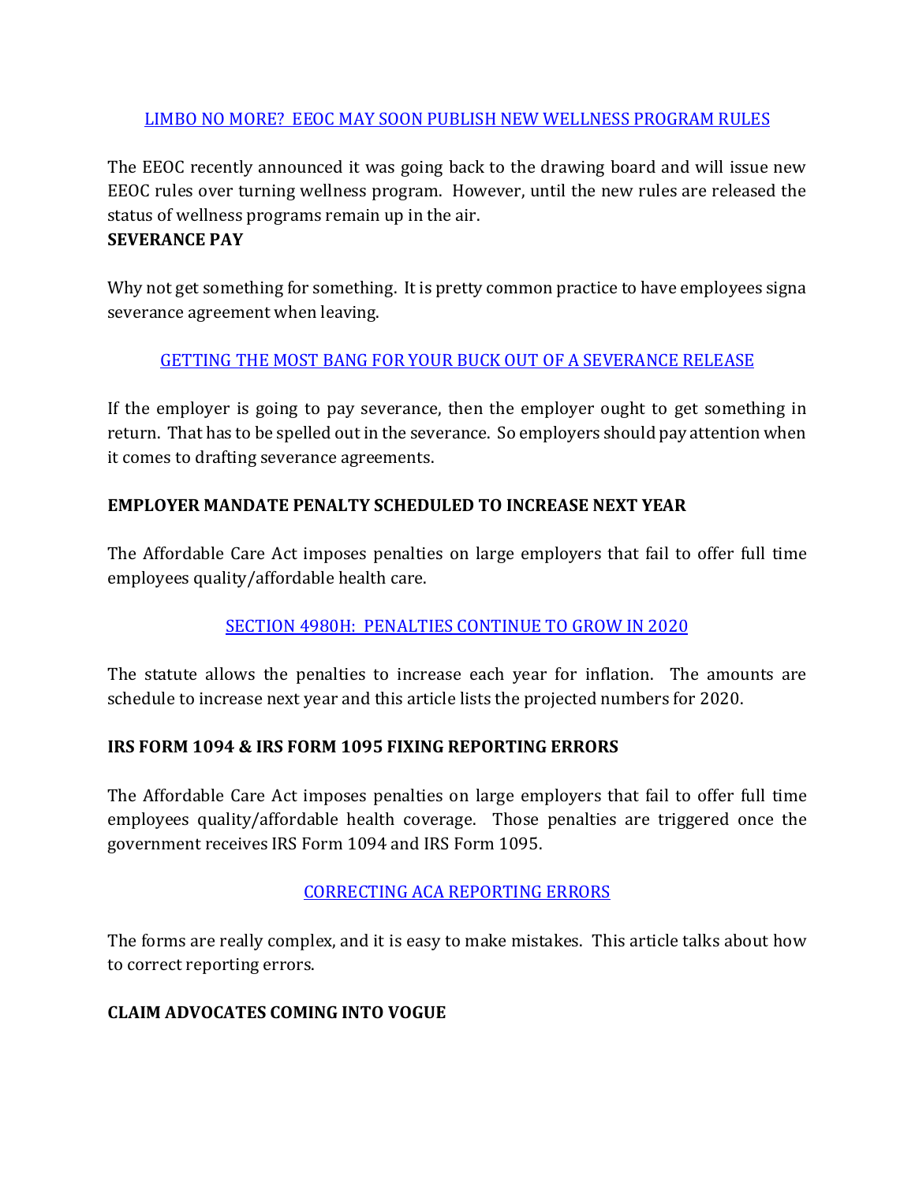[LIMBO NO MORE? EEOC MAY SOON PUBLISH NEW WELLNESS PROGRAM RULES]

The EEOC recently announced it was going back to the drawing board and will issue new EEOC rules over turning wellness program. However, until the new rules are released the status of wellness programs remain up in the air.

**SEVERANCE PAY**

Why not get something for something. It is pretty common practice to have employees signa severance agreement when leaving.

[GETTING THE MOST BANG FOR YOUR BUCK OUT OF A SEVERANCE RELEASE]

If the employer is going to pay severance, then the employer ought to get something in return. That has to be spelled out in the severance. So employers should pay attention when it comes to drafting severance agreements.

**EMPLOYER MANDATE PENALTY SCHEDULED TO INCREASE NEXT YEAR**

The Affordable Care Act imposes penalties on large employers that fail to offer full time employees quality/affordable health care.

[SECTION 4980H: PENALTIES CONTINUE TO GROW IN 2020]

The statute allows the penalties to increase each year for inflation. The amounts are schedule to increase next year and this article lists the projected numbers for 2020.

**IRS FORM 1094 & IRS FORM 1095 FIXING REPORTING ERRORS**

The Affordable Care Act imposes penalties on large employers that fail to offer full time employees quality/affordable health coverage. Those penalties are triggered once the government receives IRS Form 1094 and IRS Form 1095.

[CORRECTING ACA REPORTING ERRORS]

The forms are really complex, and it is easy to make mistakes. This article talks about how to correct reporting errors.

**CLAIM ADVOCATES COMING INTO VOGUE**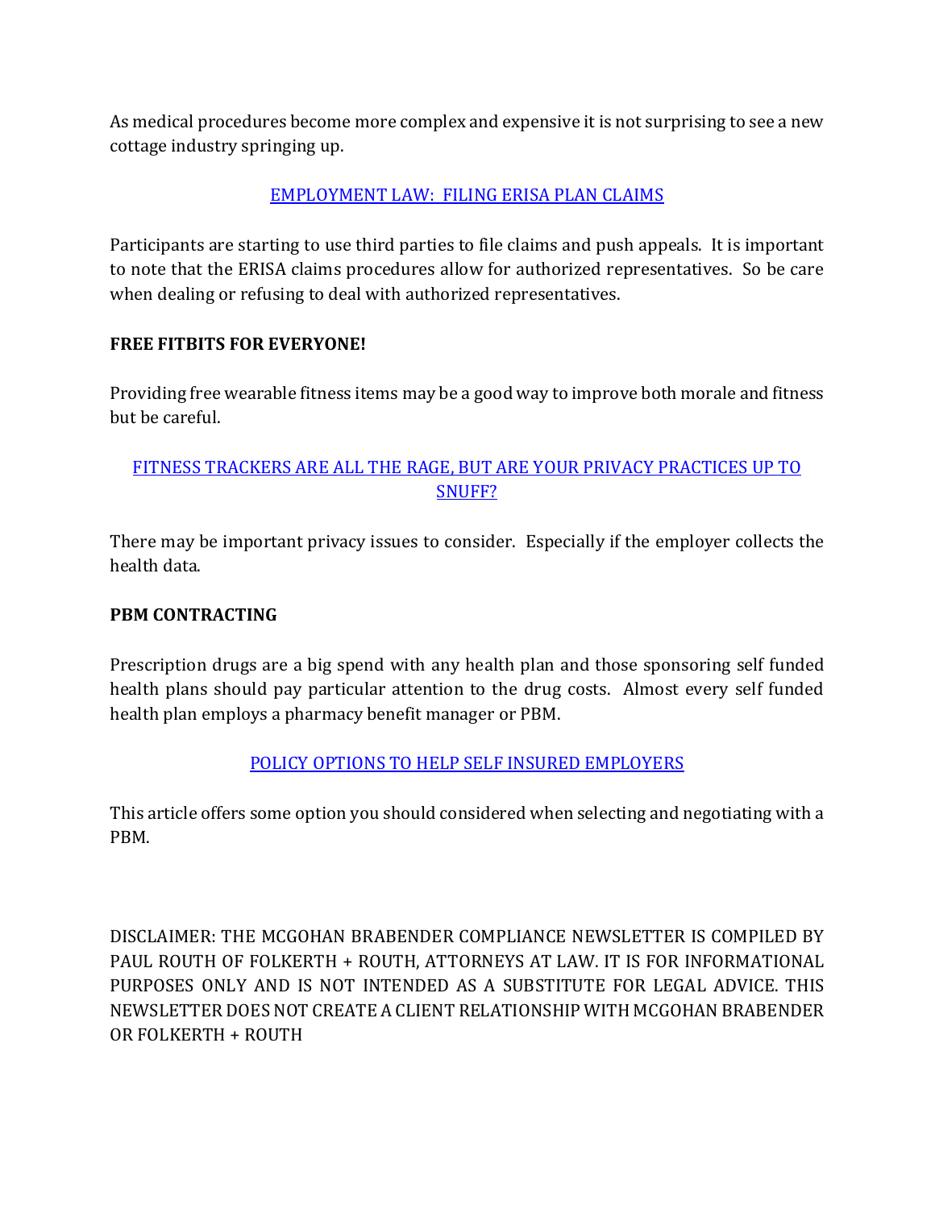As medical procedures become more complex and expensive it is not surprising to see a new cottage industry springing up.

EMPLOYMENT LAW: FILING ERISA PLAN CLAIMS

Participants are starting to use third parties to file claims and push appeals. It is important to note that the ERISA claims procedures allow for authorized representatives. So be care when dealing or refusing to deal with authorized representatives.

**FREE FITBITS FOR EVERYONE!**

Providing free wearable fitness items may be a good way to improve both morale and fitness but be careful.

FITNESS TRACKERS ARE ALL THE RAGE, BUT ARE YOUR PRIVACY PRACTICES UP TO SNUFF?

There may be important privacy issues to consider. Especially if the employer collects the health data.

**PBM CONTRACTING**

Prescription drugs are a big spend with any health plan and those sponsoring self funded health plans should pay particular attention to the drug costs. Almost every self funded health plan employs a pharmacy benefit manager or PBM.

POLICY OPTIONS TO HELP SELF INSURED EMPLOYERS

This article offers some option you should considered when selecting and negotiating with a PBM.

DISCLAIMER: THE MCGOHAN BRABENDER COMPLIANCE NEWSLETTER IS COMPILED BY PAUL ROUTH OF FOLKERTH + ROUTH, ATTORNEYS AT LAW. IT IS FOR INFORMATIONAL PURPOSES ONLY AND IS NOT INTENDED AS A SUBSTITUTE FOR LEGAL ADVICE. THIS NEWSLETTER DOES NOT CREATE A CLIENT RELATIONSHIP WITH MCGOHAN BRABENDER OR FOLKERTH + ROUTH